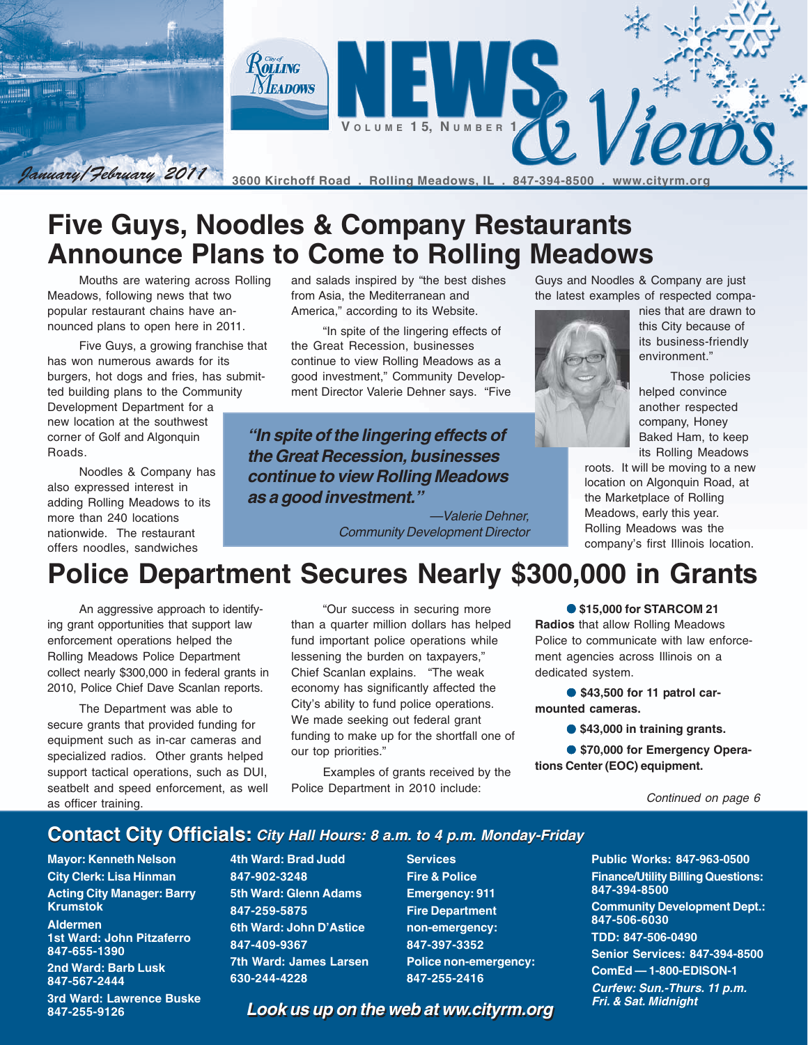# City of Rolling Meadows NEWS & Views

Volume 15, Number 1

January/February 2011

3600 Kirchoff Road . Rolling Meadows, IL . 847-394-8500 . www.cityrm.org

## Five Guys, Noodles & Company Restaurants Announce Plans to Come to Rolling Meadows

Mouths are watering across Rolling Meadows, following news that two popular restaurant chains have announced plans to open here in 2011.

Five Guys, a growing franchise that has won numerous awards for its burgers, hot dogs and fries, has submitted building plans to the Community Development Department for a new location at the southwest corner of Golf and Algonquin Roads.

Noodles & Company has also expressed interest in adding Rolling Meadows to its more than 240 locations nationwide. The restaurant offers noodles, sandwiches and salads inspired by "the best dishes from Asia, the Mediterranean and America," according to its Website.

"In spite of the lingering effects of the Great Recession, businesses continue to view Rolling Meadows as a good investment," Community Development Director Valerie Dehner says. "Five Guys and Noodles & Company are just the latest examples of respected companies that are drawn to this City because of its business-friendly environment."

> ***"In spite of the lingering effects of the Great Recession, businesses continue to view Rolling Meadows as a good investment."***
>
> *—Valerie Dehner, Community Development Director*

Those policies helped convince another respected company, Honey Baked Ham, to keep its Rolling Meadows roots. It will be moving to a new location on Algonquin Road, at the Marketplace of Rolling Meadows, early this year. Rolling Meadows was the company's first Illinois location.

## Police Department Secures Nearly $300,000 in Grants

An aggressive approach to identifying grant opportunities that support law enforcement operations helped the Rolling Meadows Police Department collect nearly $300,000 in federal grants in 2010, Police Chief Dave Scanlan reports.

The Department was able to secure grants that provided funding for equipment such as in-car cameras and specialized radios. Other grants helped support tactical operations, such as DUI, seatbelt and speed enforcement, as well as officer training.

"Our success in securing more than a quarter million dollars has helped fund important police operations while lessening the burden on taxpayers," Chief Scanlan explains. "The weak economy has significantly affected the City's ability to fund police operations. We made seeking out federal grant funding to make up for the shortfall one of our top priorities."

Examples of grants received by the Police Department in 2010 include:

- **$15,000 for STARCOM 21 Radios** that allow Rolling Meadows Police to communicate with law enforcement agencies across Illinois on a dedicated system.
- **$43,500 for 11 patrol car-mounted cameras.**
- **$43,000 in training grants.**
- **$70,000 for Emergency Operations Center (EOC) equipment.**

*Continued on page 6*

## Contact City Officials: *City Hall Hours: 8 a.m. to 4 p.m. Monday-Friday*

**Mayor: Kenneth Nelson**
**City Clerk: Lisa Hinman**
**Acting City Manager: Barry Krumstok**

**Aldermen**
**1st Ward: John Pitzaferro 847-655-1390**
**2nd Ward: Barb Lusk 847-567-2444**
**3rd Ward: Lawrence Buske 847-255-9126**
**4th Ward: Brad Judd 847-902-3248**
**5th Ward: Glenn Adams 847-259-5875**
**6th Ward: John D'Astice 847-409-9367**
**7th Ward: James Larsen 630-244-4228**

**Services**
**Fire & Police Emergency: 911**
**Fire Department non-emergency: 847-397-3352**
**Police non-emergency: 847-255-2416**

**Public Works: 847-963-0500**
**Finance/Utility Billing Questions: 847-394-8500**
**Community Development Dept.: 847-506-6030**
**TDD: 847-506-0490**
**Senior Services: 847-394-8500**
**ComEd — 1-800-EDISON-1**
***Curfew: Sun.-Thurs. 11 p.m. Fri. & Sat. Midnight***

***Look us up on the web at ww.cityrm.org***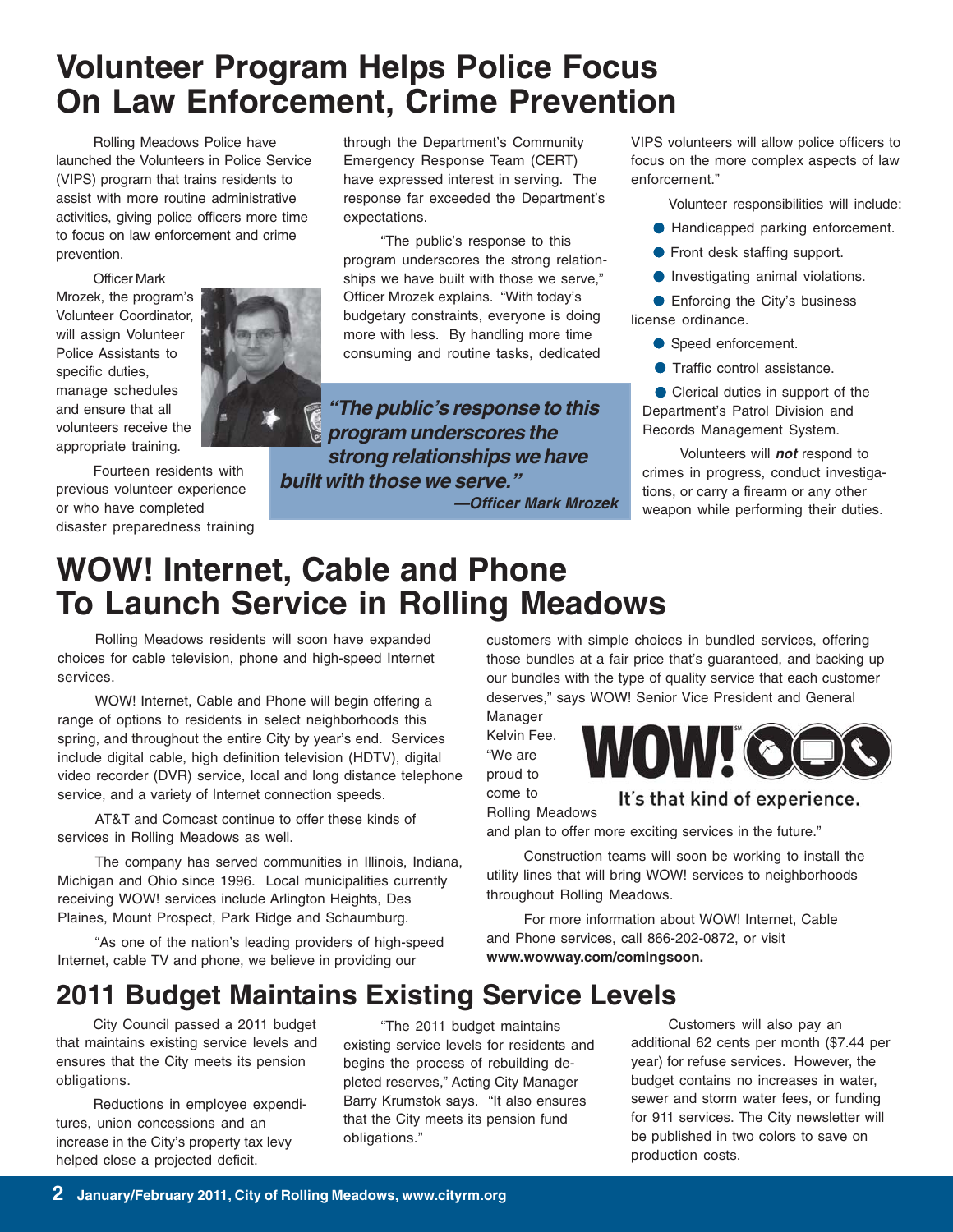# Volunteer Program Helps Police Focus On Law Enforcement, Crime Prevention

Rolling Meadows Police have launched the Volunteers in Police Service (VIPS) program that trains residents to assist with more routine administrative activities, giving police officers more time to focus on law enforcement and crime prevention.

Officer Mark Mrozek, the program's Volunteer Coordinator, will assign Volunteer Police Assistants to specific duties, manage schedules and ensure that all volunteers receive the appropriate training.

Fourteen residents with previous volunteer experience or who have completed disaster preparedness training through the Department's Community Emergency Response Team (CERT) have expressed interest in serving. The response far exceeded the Department's expectations.

"The public's response to this program underscores the strong relationships we have built with those we serve," Officer Mrozek explains. "With today's budgetary constraints, everyone is doing more with less. By handling more time consuming and routine tasks, dedicated VIPS volunteers will allow police officers to focus on the more complex aspects of law enforcement."

> ***"The public's response to this program underscores the strong relationships we have built with those we serve."***
> ***—Officer Mark Mrozek***

Volunteer responsibilities will include:

- Handicapped parking enforcement.
- Front desk staffing support.
- Investigating animal violations.
- Enforcing the City's business license ordinance.
- Speed enforcement.
- Traffic control assistance.
- Clerical duties in support of the Department's Patrol Division and Records Management System.

Volunteers will ***not*** respond to crimes in progress, conduct investigations, or carry a firearm or any other weapon while performing their duties.

# WOW! Internet, Cable and Phone To Launch Service in Rolling Meadows

Rolling Meadows residents will soon have expanded choices for cable television, phone and high-speed Internet services.

WOW! Internet, Cable and Phone will begin offering a range of options to residents in select neighborhoods this spring, and throughout the entire City by year's end. Services include digital cable, high definition television (HDTV), digital video recorder (DVR) service, local and long distance telephone service, and a variety of Internet connection speeds.

AT&T and Comcast continue to offer these kinds of services in Rolling Meadows as well.

The company has served communities in Illinois, Indiana, Michigan and Ohio since 1996. Local municipalities currently receiving WOW! services include Arlington Heights, Des Plaines, Mount Prospect, Park Ridge and Schaumburg.

"As one of the nation's leading providers of high-speed Internet, cable TV and phone, we believe in providing our customers with simple choices in bundled services, offering those bundles at a fair price that's guaranteed, and backing up our bundles with the type of quality service that each customer deserves," says WOW! Senior Vice President and General Manager Kelvin Fee. "We are proud to come to Rolling Meadows and plan to offer more exciting services in the future."

WOW! It's that kind of experience.

Construction teams will soon be working to install the utility lines that will bring WOW! services to neighborhoods throughout Rolling Meadows.

For more information about WOW! Internet, Cable and Phone services, call 866-202-0872, or visit **www.wowway.com/comingsoon.**

# 2011 Budget Maintains Existing Service Levels

City Council passed a 2011 budget that maintains existing service levels and ensures that the City meets its pension obligations.

Reductions in employee expenditures, union concessions and an increase in the City's property tax levy helped close a projected deficit.

"The 2011 budget maintains existing service levels for residents and begins the process of rebuilding depleted reserves," Acting City Manager Barry Krumstok says. "It also ensures that the City meets its pension fund obligations."

Customers will also pay an additional 62 cents per month ($7.44 per year) for refuse services. However, the budget contains no increases in water, sewer and storm water fees, or funding for 911 services. The City newsletter will be published in two colors to save on production costs.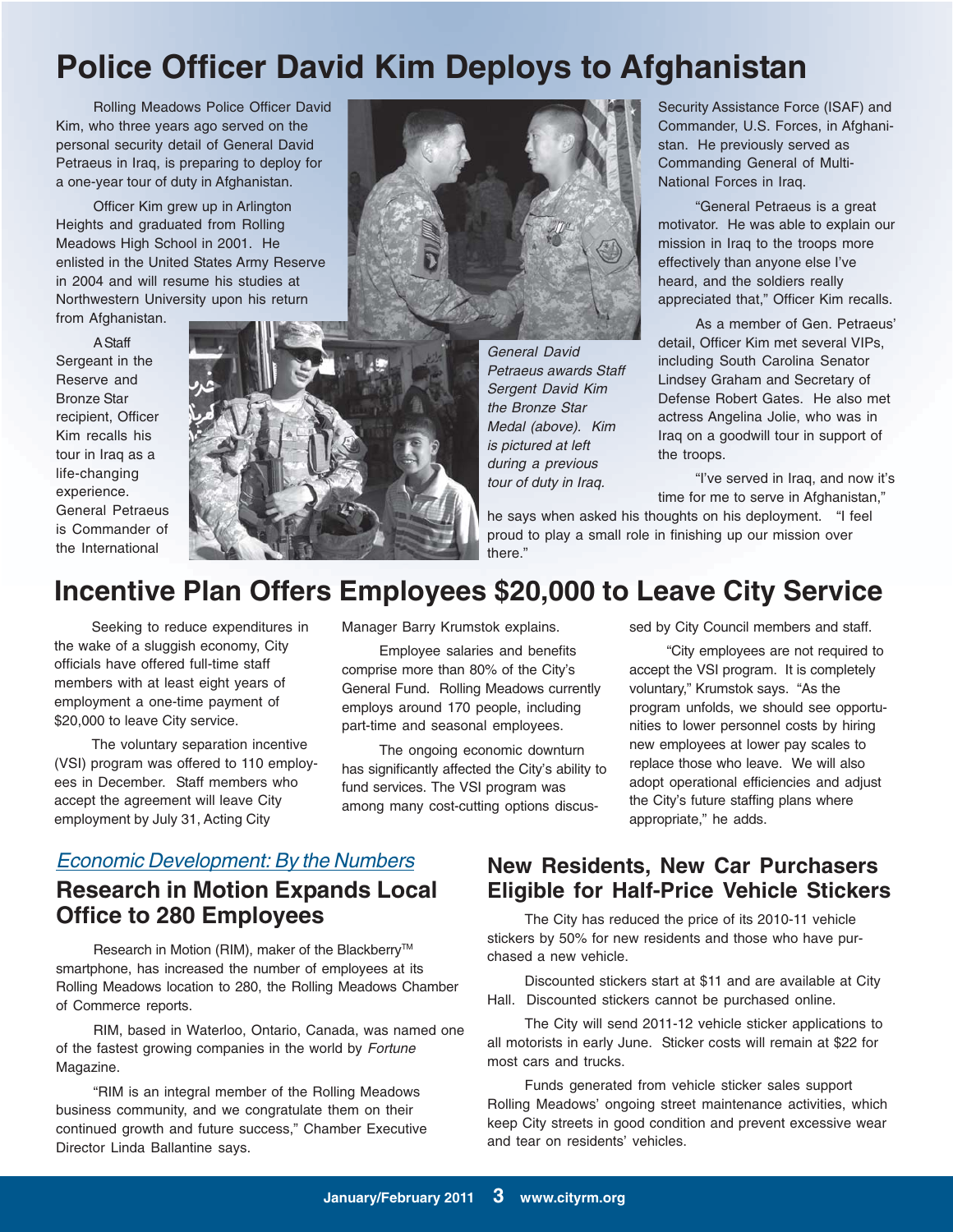# Police Officer David Kim Deploys to Afghanistan

Rolling Meadows Police Officer David Kim, who three years ago served on the personal security detail of General David Petraeus in Iraq, is preparing to deploy for a one-year tour of duty in Afghanistan.

Officer Kim grew up in Arlington Heights and graduated from Rolling Meadows High School in 2001. He enlisted in the United States Army Reserve in 2004 and will resume his studies at Northwestern University upon his return from Afghanistan.

A Staff Sergeant in the Reserve and Bronze Star recipient, Officer Kim recalls his tour in Iraq as a life-changing experience. General Petraeus is Commander of the International Security Assistance Force (ISAF) and Commander, U.S. Forces, in Afghanistan. He previously served as Commanding General of Multi-National Forces in Iraq.

*General David Petraeus awards Staff Sergent David Kim the Bronze Star Medal (above). Kim is pictured at left during a previous tour of duty in Iraq.*

"General Petraeus is a great motivator. He was able to explain our mission in Iraq to the troops more effectively than anyone else I've heard, and the soldiers really appreciated that," Officer Kim recalls.

As a member of Gen. Petraeus' detail, Officer Kim met several VIPs, including South Carolina Senator Lindsey Graham and Secretary of Defense Robert Gates. He also met actress Angelina Jolie, who was in Iraq on a goodwill tour in support of the troops.

"I've served in Iraq, and now it's time for me to serve in Afghanistan," he says when asked his thoughts on his deployment. "I feel proud to play a small role in finishing up our mission over there."

# Incentive Plan Offers Employees $20,000 to Leave City Service

Seeking to reduce expenditures in the wake of a sluggish economy, City officials have offered full-time staff members with at least eight years of employment a one-time payment of $20,000 to leave City service.

The voluntary separation incentive (VSI) program was offered to 110 employees in December. Staff members who accept the agreement will leave City employment by July 31, Acting City Manager Barry Krumstok explains.

Employee salaries and benefits comprise more than 80% of the City's General Fund. Rolling Meadows currently employs around 170 people, including part-time and seasonal employees.

The ongoing economic downturn has significantly affected the City's ability to fund services. The VSI program was among many cost-cutting options discussed by City Council members and staff.

"City employees are not required to accept the VSI program. It is completely voluntary," Krumstok says. "As the program unfolds, we should see opportunities to lower personnel costs by hiring new employees at lower pay scales to replace those who leave. We will also adopt operational efficiencies and adjust the City's future staffing plans where appropriate," he adds.

*Economic Development: By the Numbers*

## Research in Motion Expands Local Office to 280 Employees

Research in Motion (RIM), maker of the Blackberry™ smartphone, has increased the number of employees at its Rolling Meadows location to 280, the Rolling Meadows Chamber of Commerce reports.

RIM, based in Waterloo, Ontario, Canada, was named one of the fastest growing companies in the world by *Fortune* Magazine.

"RIM is an integral member of the Rolling Meadows business community, and we congratulate them on their continued growth and future success," Chamber Executive Director Linda Ballantine says.

## New Residents, New Car Purchasers Eligible for Half-Price Vehicle Stickers

The City has reduced the price of its 2010-11 vehicle stickers by 50% for new residents and those who have purchased a new vehicle.

Discounted stickers start at $11 and are available at City Hall. Discounted stickers cannot be purchased online.

The City will send 2011-12 vehicle sticker applications to all motorists in early June. Sticker costs will remain at $22 for most cars and trucks.

Funds generated from vehicle sticker sales support Rolling Meadows' ongoing street maintenance activities, which keep City streets in good condition and prevent excessive wear and tear on residents' vehicles.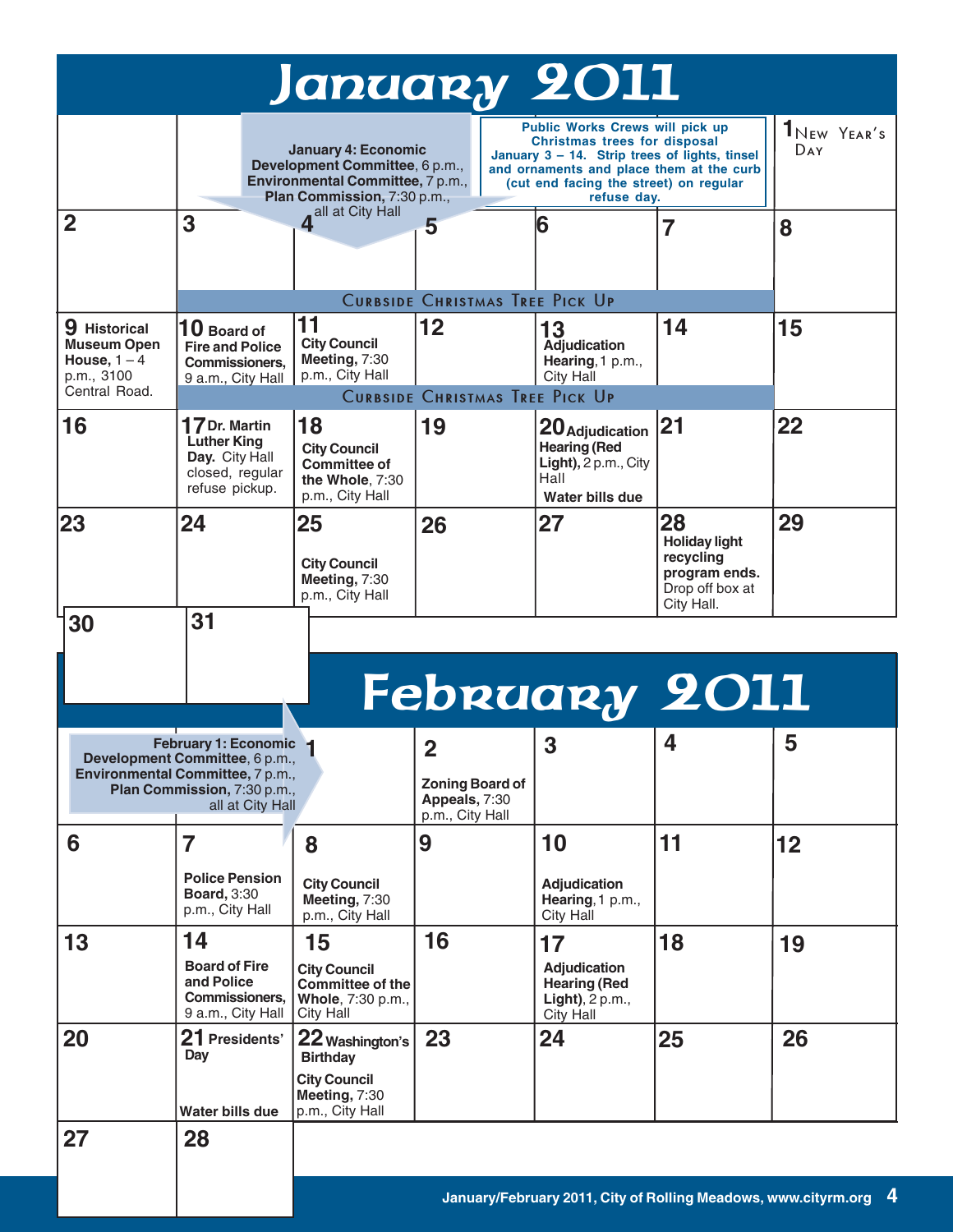# January 2011

**January 4: Economic Development Committee**, 6 p.m., **Environmental Committee**, 7 p.m., **Plan Commission**, 7:30 p.m., all at City Hall

**Public Works Crews will pick up Christmas trees for disposal January 3 – 14. Strip trees of lights, tinsel and ornaments and place them at the curb (cut end facing the street) on regular refuse day.**

| Sun | Mon | Tue | Wed | Thu | Fri | Sat |
|---|---|---|---|---|---|---|
| | | | | | | 1 New Year's Day |
| 2 | 3 Curbside Christmas Tree Pick Up | 4 Curbside Christmas Tree Pick Up | 5 Curbside Christmas Tree Pick Up | 6 Curbside Christmas Tree Pick Up | 7 Curbside Christmas Tree Pick Up | 8 |
| 9 **Historical Museum Open House**, 1 – 4 p.m., 3100 Central Road. | 10 **Board of Fire and Police Commissioners**, 9 a.m., City Hall. Curbside Christmas Tree Pick Up | 11 **City Council Meeting**, 7:30 p.m., City Hall. Curbside Christmas Tree Pick Up | 12 Curbside Christmas Tree Pick Up | 13 **Adjudication Hearing**, 1 p.m., City Hall. Curbside Christmas Tree Pick Up | 14 Curbside Christmas Tree Pick Up | 15 |
| 16 | 17 **Dr. Martin Luther King Day.** City Hall closed, regular refuse pickup. | 18 **City Council Committee of the Whole**, 7:30 p.m., City Hall | 19 | 20 **Adjudication Hearing (Red Light)**, 2 p.m., City Hall. **Water bills due** | 21 | 22 |
| 23 | 24 | 25 **City Council Meeting**, 7:30 p.m., City Hall | 26 | 27 | 28 **Holiday light recycling program ends.** Drop off box at City Hall. | 29 |
| 30 | 31 | | | | | |

# February 2011

**February 1: Economic Development Committee**, 6 p.m., **Environmental Committee**, 7 p.m., **Plan Commission**, 7:30 p.m., all at City Hall

| Sun | Mon | Tue | Wed | Thu | Fri | Sat |
|---|---|---|---|---|---|---|
| | | 1 | 2 **Zoning Board of Appeals**, 7:30 p.m., City Hall | 3 | 4 | 5 |
| 6 | 7 **Police Pension Board**, 3:30 p.m., City Hall | 8 **City Council Meeting**, 7:30 p.m., City Hall | 9 | 10 **Adjudication Hearing**, 1 p.m., City Hall | 11 | 12 |
| 13 | 14 **Board of Fire and Police Commissioners**, 9 a.m., City Hall | 15 **City Council Committee of the Whole**, 7:30 p.m., City Hall | 16 | 17 **Adjudication Hearing (Red Light)**, 2 p.m., City Hall | 18 | 19 |
| 20 | 21 **Presidents' Day**. **Water bills due** | 22 **Washington's Birthday**. **City Council Meeting**, 7:30 p.m., City Hall | 23 | 24 | 25 | 26 |
| 27 | 28 | | | | | |

January/February 2011, City of Rolling Meadows, www.cityrm.org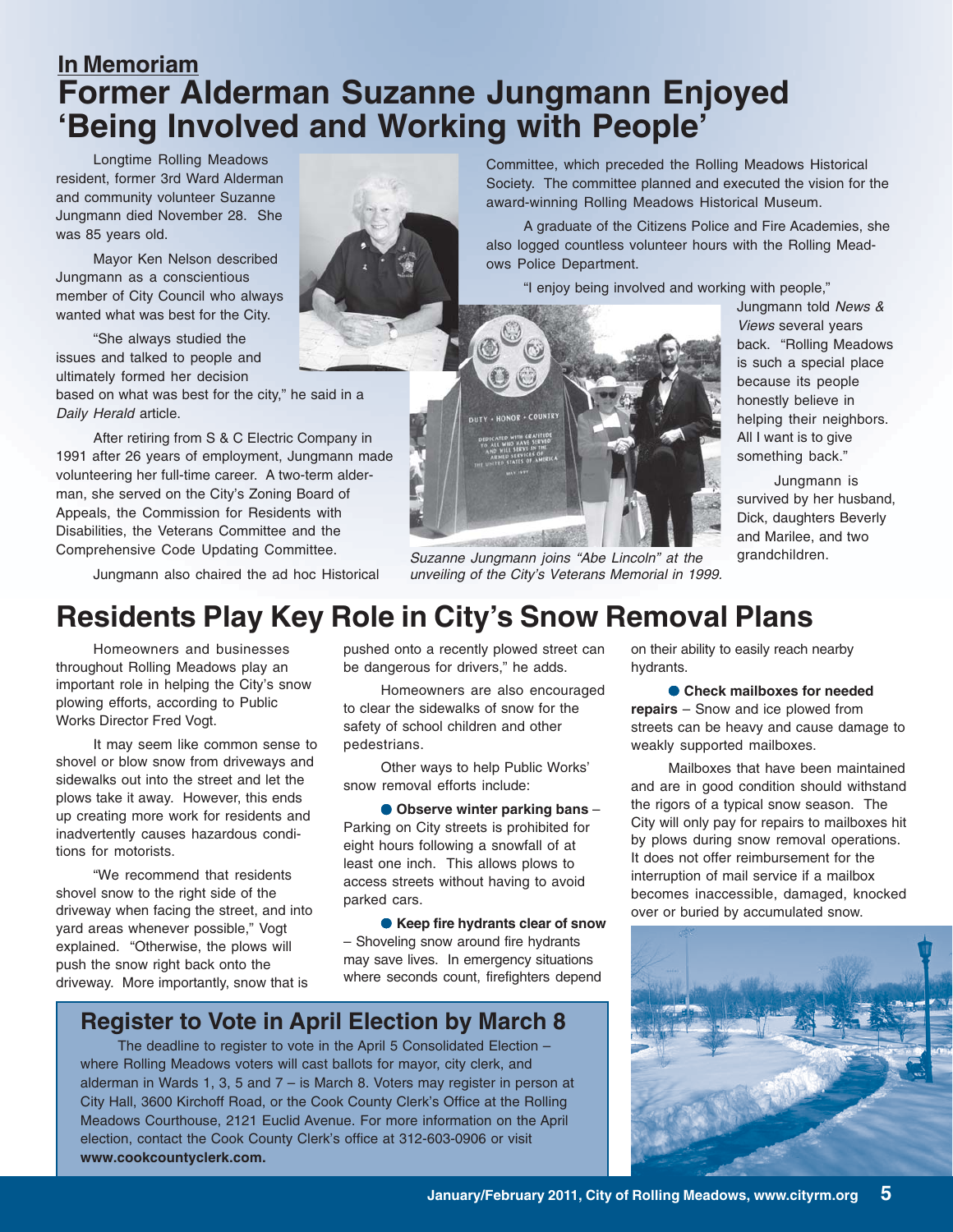## In Memoriam

# Former Alderman Suzanne Jungmann Enjoyed 'Being Involved and Working with People'

Longtime Rolling Meadows resident, former 3rd Ward Alderman and community volunteer Suzanne Jungmann died November 28. She was 85 years old.

Mayor Ken Nelson described Jungmann as a conscientious member of City Council who always wanted what was best for the City.

"She always studied the issues and talked to people and ultimately formed her decision based on what was best for the city," he said in a *Daily Herald* article.

After retiring from S & C Electric Company in 1991 after 26 years of employment, Jungmann made volunteering her full-time career. A two-term alderman, she served on the City's Zoning Board of Appeals, the Commission for Residents with Disabilities, the Veterans Committee and the Comprehensive Code Updating Committee.

Jungmann also chaired the ad hoc Historical Committee, which preceded the Rolling Meadows Historical Society. The committee planned and executed the vision for the award-winning Rolling Meadows Historical Museum.

A graduate of the Citizens Police and Fire Academies, she also logged countless volunteer hours with the Rolling Meadows Police Department.

"I enjoy being involved and working with people," Jungmann told *News & Views* several years back. "Rolling Meadows is such a special place because its people honestly believe in helping their neighbors. All I want is to give something back."

*Suzanne Jungmann joins "Abe Lincoln" at the unveiling of the City's Veterans Memorial in 1999.*

Jungmann is survived by her husband, Dick, daughters Beverly and Marilee, and two grandchildren.

# Residents Play Key Role in City's Snow Removal Plans

Homeowners and businesses throughout Rolling Meadows play an important role in helping the City's snow plowing efforts, according to Public Works Director Fred Vogt.

It may seem like common sense to shovel or blow snow from driveways and sidewalks out into the street and let the plows take it away. However, this ends up creating more work for residents and inadvertently causes hazardous conditions for motorists.

"We recommend that residents shovel snow to the right side of the driveway when facing the street, and into yard areas whenever possible," Vogt explained. "Otherwise, the plows will push the snow right back onto the driveway. More importantly, snow that is pushed onto a recently plowed street can be dangerous for drivers," he adds.

Homeowners are also encouraged to clear the sidewalks of snow for the safety of school children and other pedestrians.

Other ways to help Public Works' snow removal efforts include:

- **Observe winter parking bans** – Parking on City streets is prohibited for eight hours following a snowfall of at least one inch. This allows plows to access streets without having to avoid parked cars.
- **Keep fire hydrants clear of snow** – Shoveling snow around fire hydrants may save lives. In emergency situations where seconds count, firefighters depend on their ability to easily reach nearby hydrants.
- **Check mailboxes for needed repairs** – Snow and ice plowed from streets can be heavy and cause damage to weakly supported mailboxes.

Mailboxes that have been maintained and are in good condition should withstand the rigors of a typical snow season. The City will only pay for repairs to mailboxes hit by plows during snow removal operations. It does not offer reimbursement for the interruption of mail service if a mailbox becomes inaccessible, damaged, knocked over or buried by accumulated snow.

## Register to Vote in April Election by March 8

The deadline to register to vote in the April 5 Consolidated Election – where Rolling Meadows voters will cast ballots for mayor, city clerk, and alderman in Wards 1, 3, 5 and 7 – is March 8. Voters may register in person at City Hall, 3600 Kirchoff Road, or the Cook County Clerk's Office at the Rolling Meadows Courthouse, 2121 Euclid Avenue. For more information on the April election, contact the Cook County Clerk's office at 312-603-0906 or visit **www.cookcountyclerk.com.**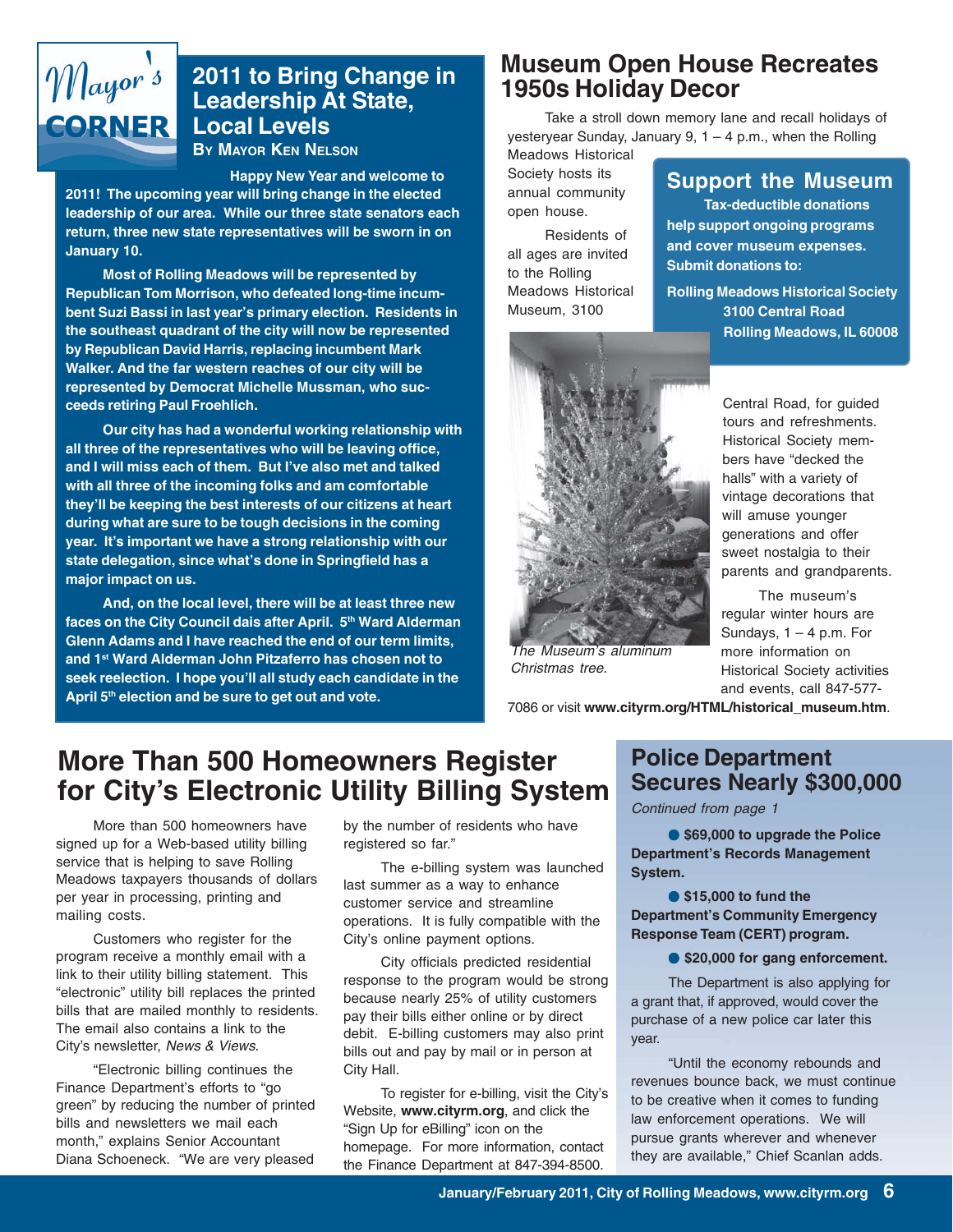Mayor's CORNER

## 2011 to Bring Change in Leadership At State, Local Levels

**By Mayor Ken Nelson**

**Happy New Year and welcome to 2011! The upcoming year will bring change in the elected leadership of our area. While our three state senators each return, three new state representatives will be sworn in on January 10.**

**Most of Rolling Meadows will be represented by Republican Tom Morrison, who defeated long-time incumbent Suzi Bassi in last year's primary election. Residents in the southeast quadrant of the city will now be represented by Republican David Harris, replacing incumbent Mark Walker. And the far western reaches of our city will be represented by Democrat Michelle Mussman, who succeeds retiring Paul Froehlich.**

**Our city has had a wonderful working relationship with all three of the representatives who will be leaving office, and I will miss each of them. But I've also met and talked with all three of the incoming folks and am comfortable they'll be keeping the best interests of our citizens at heart during what are sure to be tough decisions in the coming year. It's important we have a strong relationship with our state delegation, since what's done in Springfield has a major impact on us.**

**And, on the local level, there will be at least three new faces on the City Council dais after April. 5th Ward Alderman Glenn Adams and I have reached the end of our term limits, and 1st Ward Alderman John Pitzaferro has chosen not to seek reelection. I hope you'll all study each candidate in the April 5th election and be sure to get out and vote.**

## Museum Open House Recreates 1950s Holiday Decor

Take a stroll down memory lane and recall holidays of yesteryear Sunday, January 9, 1 – 4 p.m., when the Rolling Meadows Historical Society hosts its annual community open house.

Residents of all ages are invited to the Rolling Meadows Historical Museum, 3100 Central Road, for guided tours and refreshments. Historical Society members have "decked the halls" with a variety of vintage decorations that will amuse younger generations and offer sweet nostalgia to their parents and grandparents.

The museum's regular winter hours are Sundays, 1 – 4 p.m. For more information on Historical Society activities and events, call 847-577-7086 or visit **www.cityrm.org/HTML/historical_museum.htm**.

*The Museum's aluminum Christmas tree.*

### Support the Museum

**Tax-deductible donations help support ongoing programs and cover museum expenses. Submit donations to:**

**Rolling Meadows Historical Society**
**3100 Central Road**
**Rolling Meadows, IL 60008**

## More Than 500 Homeowners Register for City's Electronic Utility Billing System

More than 500 homeowners have signed up for a Web-based utility billing service that is helping to save Rolling Meadows taxpayers thousands of dollars per year in processing, printing and mailing costs.

Customers who register for the program receive a monthly email with a link to their utility billing statement. This "electronic" utility bill replaces the printed bills that are mailed monthly to residents. The email also contains a link to the City's newsletter, *News & Views*.

"Electronic billing continues the Finance Department's efforts to "go green" by reducing the number of printed bills and newsletters we mail each month," explains Senior Accountant Diana Schoeneck. "We are very pleased by the number of residents who have registered so far."

The e-billing system was launched last summer as a way to enhance customer service and streamline operations. It is fully compatible with the City's online payment options.

City officials predicted residential response to the program would be strong because nearly 25% of utility customers pay their bills either online or by direct debit. E-billing customers may also print bills out and pay by mail or in person at City Hall.

To register for e-billing, visit the City's Website, **www.cityrm.org**, and click the "Sign Up for eBilling" icon on the homepage. For more information, contact the Finance Department at 847-394-8500.

## Police Department Secures Nearly $300,000

*Continued from page 1*

- **$69,000 to upgrade the Police Department's Records Management System.**
- **$15,000 to fund the Department's Community Emergency Response Team (CERT) program.**
- **$20,000 for gang enforcement.**

The Department is also applying for a grant that, if approved, would cover the purchase of a new police car later this year.

"Until the economy rebounds and revenues bounce back, we must continue to be creative when it comes to funding law enforcement operations. We will pursue grants wherever and whenever they are available," Chief Scanlan adds.